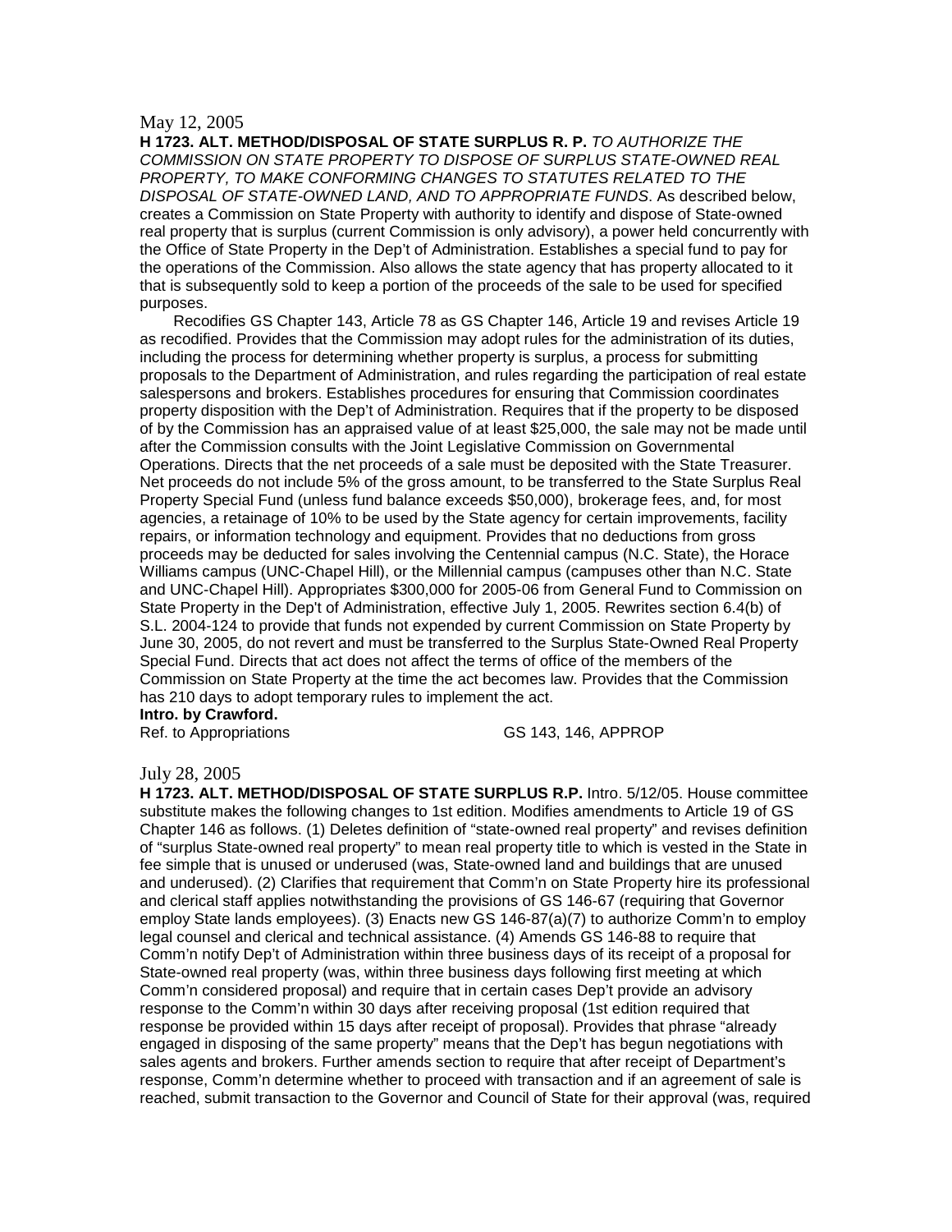May 12, 2005

**H 1723. ALT. METHOD/DISPOSAL OF STATE SURPLUS R. P.** *TO AUTHORIZE THE COMMISSION ON STATE PROPERTY TO DISPOSE OF SURPLUS STATE-OWNED REAL PROPERTY, TO MAKE CONFORMING CHANGES TO STATUTES RELATED TO THE DISPOSAL OF STATE-OWNED LAND, AND TO APPROPRIATE FUNDS*. As described below, creates a Commission on State Property with authority to identify and dispose of State-owned real property that is surplus (current Commission is only advisory), a power held concurrently with the Office of State Property in the Dep't of Administration. Establishes a special fund to pay for the operations of the Commission. Also allows the state agency that has property allocated to it that is subsequently sold to keep a portion of the proceeds of the sale to be used for specified purposes.

Recodifies GS Chapter 143, Article 78 as GS Chapter 146, Article 19 and revises Article 19 as recodified. Provides that the Commission may adopt rules for the administration of its duties, including the process for determining whether property is surplus, a process for submitting proposals to the Department of Administration, and rules regarding the participation of real estate salespersons and brokers. Establishes procedures for ensuring that Commission coordinates property disposition with the Dep't of Administration. Requires that if the property to be disposed of by the Commission has an appraised value of at least $25,000, the sale may not be made until after the Commission consults with the Joint Legislative Commission on Governmental Operations. Directs that the net proceeds of a sale must be deposited with the State Treasurer. Net proceeds do not include 5% of the gross amount, to be transferred to the State Surplus Real Property Special Fund (unless fund balance exceeds $50,000), brokerage fees, and, for most agencies, a retainage of 10% to be used by the State agency for certain improvements, facility repairs, or information technology and equipment. Provides that no deductions from gross proceeds may be deducted for sales involving the Centennial campus (N.C. State), the Horace Williams campus (UNC-Chapel Hill), or the Millennial campus (campuses other than N.C. State and UNC-Chapel Hill). Appropriates $300,000 for 2005-06 from General Fund to Commission on State Property in the Dep't of Administration, effective July 1, 2005. Rewrites section 6.4(b) of S.L. 2004-124 to provide that funds not expended by current Commission on State Property by June 30, 2005, do not revert and must be transferred to the Surplus State-Owned Real Property Special Fund. Directs that act does not affect the terms of office of the members of the Commission on State Property at the time the act becomes law. Provides that the Commission has 210 days to adopt temporary rules to implement the act.

**Intro. by Crawford.**

Ref. to Appropriations GS 143, 146, APPROP

July 28, 2005

**H 1723. ALT. METHOD/DISPOSAL OF STATE SURPLUS R.P.** Intro. 5/12/05. House committee substitute makes the following changes to 1st edition. Modifies amendments to Article 19 of GS Chapter 146 as follows. (1) Deletes definition of "state-owned real property" and revises definition of "surplus State-owned real property" to mean real property title to which is vested in the State in fee simple that is unused or underused (was, State-owned land and buildings that are unused and underused). (2) Clarifies that requirement that Comm'n on State Property hire its professional and clerical staff applies notwithstanding the provisions of GS 146-67 (requiring that Governor employ State lands employees). (3) Enacts new GS 146-87(a)(7) to authorize Comm'n to employ legal counsel and clerical and technical assistance. (4) Amends GS 146-88 to require that Comm'n notify Dep't of Administration within three business days of its receipt of a proposal for State-owned real property (was, within three business days following first meeting at which Comm'n considered proposal) and require that in certain cases Dep't provide an advisory response to the Comm'n within 30 days after receiving proposal (1st edition required that response be provided within 15 days after receipt of proposal). Provides that phrase "already engaged in disposing of the same property" means that the Dep't has begun negotiations with sales agents and brokers. Further amends section to require that after receipt of Department's response, Comm'n determine whether to proceed with transaction and if an agreement of sale is reached, submit transaction to the Governor and Council of State for their approval (was, required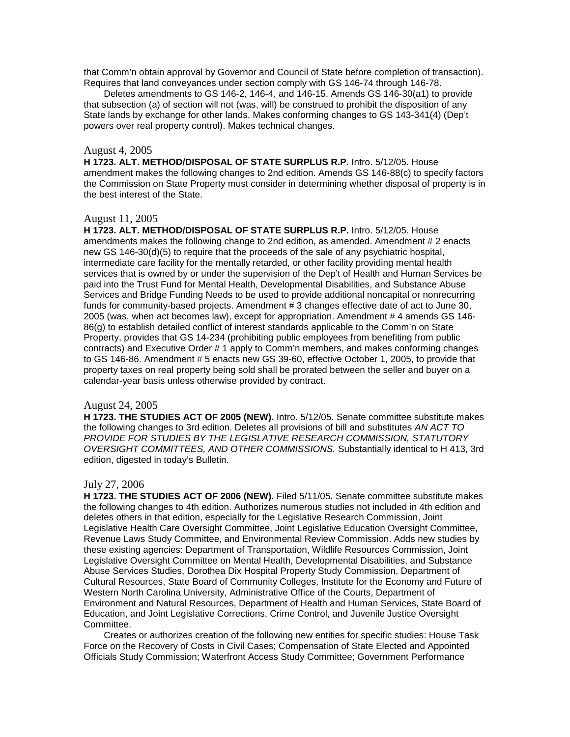that Comm'n obtain approval by Governor and Council of State before completion of transaction). Requires that land conveyances under section comply with GS 146-74 through 146-78.

Deletes amendments to GS 146-2, 146-4, and 146-15. Amends GS 146-30(a1) to provide that subsection (a) of section will not (was, will) be construed to prohibit the disposition of any State lands by exchange for other lands. Makes conforming changes to GS 143-341(4) (Dep't powers over real property control). Makes technical changes.

### August 4, 2005

**H 1723. ALT. METHOD/DISPOSAL OF STATE SURPLUS R.P.** Intro. 5/12/05. House amendment makes the following changes to 2nd edition. Amends GS 146-88(c) to specify factors the Commission on State Property must consider in determining whether disposal of property is in the best interest of the State.

### August 11, 2005

**H 1723. ALT. METHOD/DISPOSAL OF STATE SURPLUS R.P.** Intro. 5/12/05. House amendments makes the following change to 2nd edition, as amended. Amendment # 2 enacts new GS 146-30(d)(5) to require that the proceeds of the sale of any psychiatric hospital, intermediate care facility for the mentally retarded, or other facility providing mental health services that is owned by or under the supervision of the Dep't of Health and Human Services be paid into the Trust Fund for Mental Health, Developmental Disabilities, and Substance Abuse Services and Bridge Funding Needs to be used to provide additional noncapital or nonrecurring funds for community-based projects. Amendment # 3 changes effective date of act to June 30, 2005 (was, when act becomes law), except for appropriation. Amendment # 4 amends GS 146-86(g) to establish detailed conflict of interest standards applicable to the Comm'n on State Property, provides that GS 14-234 (prohibiting public employees from benefiting from public contracts) and Executive Order # 1 apply to Comm'n members, and makes conforming changes to GS 146-86. Amendment # 5 enacts new GS 39-60, effective October 1, 2005, to provide that property taxes on real property being sold shall be prorated between the seller and buyer on a calendar-year basis unless otherwise provided by contract.

### August 24, 2005

**H 1723. THE STUDIES ACT OF 2005 (NEW).** Intro. 5/12/05. Senate committee substitute makes the following changes to 3rd edition. Deletes all provisions of bill and substitutes *AN ACT TO PROVIDE FOR STUDIES BY THE LEGISLATIVE RESEARCH COMMISSION, STATUTORY OVERSIGHT COMMITTEES, AND OTHER COMMISSIONS.* Substantially identical to H 413, 3rd edition, digested in today's Bulletin.

### July 27, 2006

**H 1723. THE STUDIES ACT OF 2006 (NEW).** Filed 5/11/05. Senate committee substitute makes the following changes to 4th edition. Authorizes numerous studies not included in 4th edition and deletes others in that edition, especially for the Legislative Research Commission, Joint Legislative Health Care Oversight Committee, Joint Legislative Education Oversight Committee, Revenue Laws Study Committee, and Environmental Review Commission. Adds new studies by these existing agencies: Department of Transportation, Wildlife Resources Commission, Joint Legislative Oversight Committee on Mental Health, Developmental Disabilities, and Substance Abuse Services Studies, Dorothea Dix Hospital Property Study Commission, Department of Cultural Resources, State Board of Community Colleges, Institute for the Economy and Future of Western North Carolina University, Administrative Office of the Courts, Department of Environment and Natural Resources, Department of Health and Human Services, State Board of Education, and Joint Legislative Corrections, Crime Control, and Juvenile Justice Oversight Committee.

Creates or authorizes creation of the following new entities for specific studies: House Task Force on the Recovery of Costs in Civil Cases; Compensation of State Elected and Appointed Officials Study Commission; Waterfront Access Study Committee; Government Performance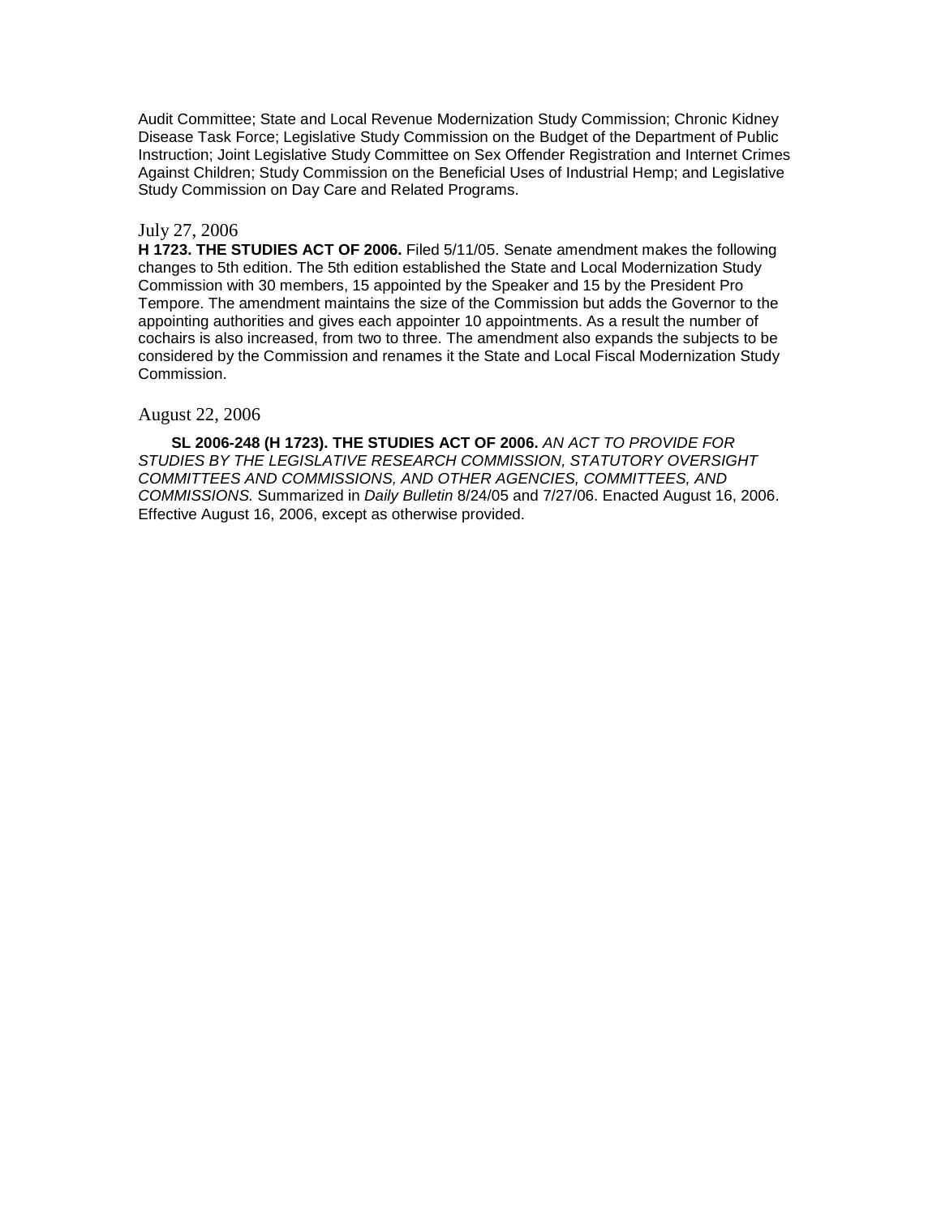Audit Committee; State and Local Revenue Modernization Study Commission; Chronic Kidney Disease Task Force; Legislative Study Commission on the Budget of the Department of Public Instruction; Joint Legislative Study Committee on Sex Offender Registration and Internet Crimes Against Children; Study Commission on the Beneficial Uses of Industrial Hemp; and Legislative Study Commission on Day Care and Related Programs.

July 27, 2006

**H 1723. THE STUDIES ACT OF 2006.** Filed 5/11/05. Senate amendment makes the following changes to 5th edition. The 5th edition established the State and Local Modernization Study Commission with 30 members, 15 appointed by the Speaker and 15 by the President Pro Tempore. The amendment maintains the size of the Commission but adds the Governor to the appointing authorities and gives each appointer 10 appointments. As a result the number of cochairs is also increased, from two to three. The amendment also expands the subjects to be considered by the Commission and renames it the State and Local Fiscal Modernization Study Commission.

August 22, 2006

**SL 2006-248 (H 1723). THE STUDIES ACT OF 2006.** *AN ACT TO PROVIDE FOR STUDIES BY THE LEGISLATIVE RESEARCH COMMISSION, STATUTORY OVERSIGHT COMMITTEES AND COMMISSIONS, AND OTHER AGENCIES, COMMITTEES, AND COMMISSIONS.* Summarized in *Daily Bulletin* 8/24/05 and 7/27/06. Enacted August 16, 2006. Effective August 16, 2006, except as otherwise provided.